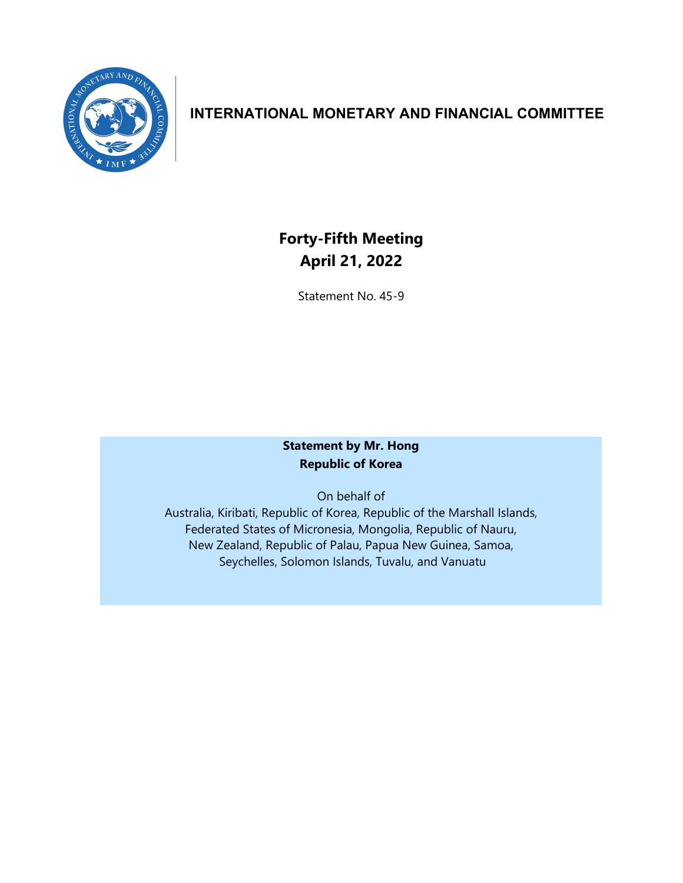# INTERNATIONAL MONETARY AND FINANCIAL COMMITTEE

## Forty-Fifth Meeting
## April 21, 2022

Statement No. 45-9

**Statement by Mr. Hong**
**Republic of Korea**

On behalf of
Australia, Kiribati, Republic of Korea, Republic of the Marshall Islands, Federated States of Micronesia, Mongolia, Republic of Nauru, New Zealand, Republic of Palau, Papua New Guinea, Samoa, Seychelles, Solomon Islands, Tuvalu, and Vanuatu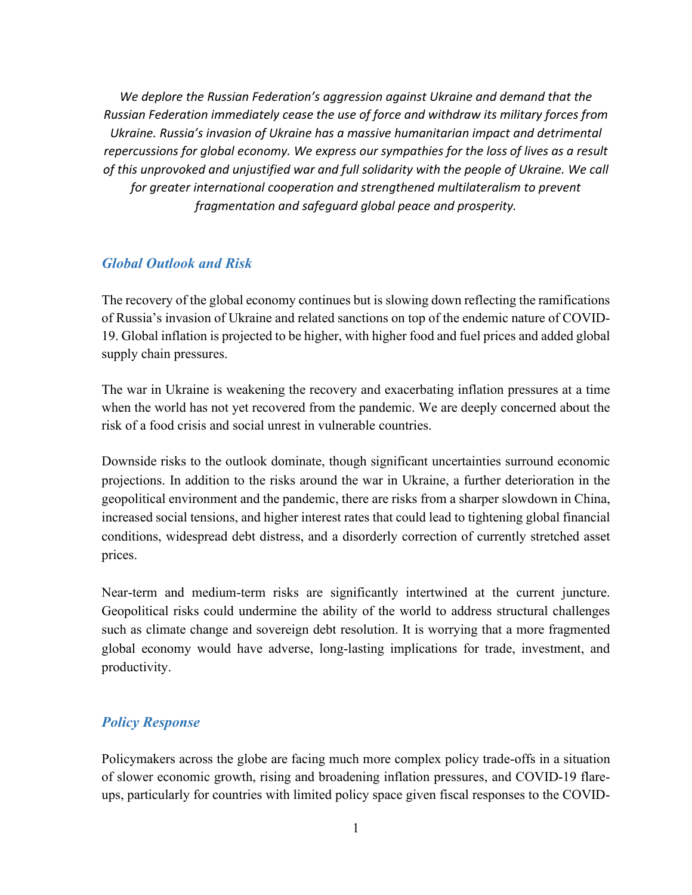*We deplore the Russian Federation's aggression against Ukraine and demand that the Russian Federation immediately cease the use of force and withdraw its military forces from Ukraine. Russia's invasion of Ukraine has a massive humanitarian impact and detrimental repercussions for global economy. We express our sympathies for the loss of lives as a result of this unprovoked and unjustified war and full solidarity with the people of Ukraine. We call for greater international cooperation and strengthened multilateralism to prevent fragmentation and safeguard global peace and prosperity.*

## *Global Outlook and Risk*

The recovery of the global economy continues but is slowing down reflecting the ramifications of Russia's invasion of Ukraine and related sanctions on top of the endemic nature of COVID-19. Global inflation is projected to be higher, with higher food and fuel prices and added global supply chain pressures.

The war in Ukraine is weakening the recovery and exacerbating inflation pressures at a time when the world has not yet recovered from the pandemic. We are deeply concerned about the risk of a food crisis and social unrest in vulnerable countries.

Downside risks to the outlook dominate, though significant uncertainties surround economic projections. In addition to the risks around the war in Ukraine, a further deterioration in the geopolitical environment and the pandemic, there are risks from a sharper slowdown in China, increased social tensions, and higher interest rates that could lead to tightening global financial conditions, widespread debt distress, and a disorderly correction of currently stretched asset prices.

Near-term and medium-term risks are significantly intertwined at the current juncture. Geopolitical risks could undermine the ability of the world to address structural challenges such as climate change and sovereign debt resolution. It is worrying that a more fragmented global economy would have adverse, long-lasting implications for trade, investment, and productivity.

## *Policy Response*

Policymakers across the globe are facing much more complex policy trade-offs in a situation of slower economic growth, rising and broadening inflation pressures, and COVID-19 flare-ups, particularly for countries with limited policy space given fiscal responses to the COVID-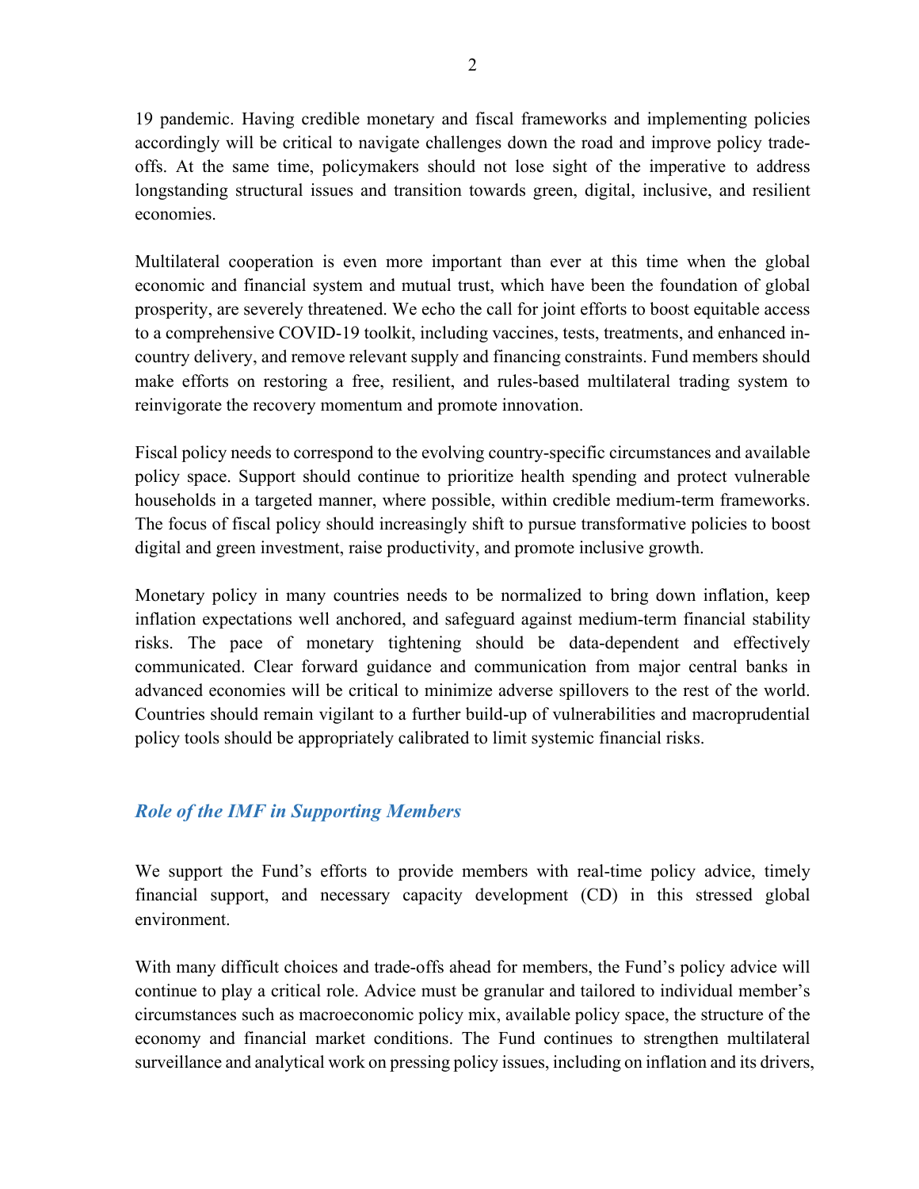19 pandemic. Having credible monetary and fiscal frameworks and implementing policies accordingly will be critical to navigate challenges down the road and improve policy trade-offs. At the same time, policymakers should not lose sight of the imperative to address longstanding structural issues and transition towards green, digital, inclusive, and resilient economies.

Multilateral cooperation is even more important than ever at this time when the global economic and financial system and mutual trust, which have been the foundation of global prosperity, are severely threatened. We echo the call for joint efforts to boost equitable access to a comprehensive COVID-19 toolkit, including vaccines, tests, treatments, and enhanced in-country delivery, and remove relevant supply and financing constraints. Fund members should make efforts on restoring a free, resilient, and rules-based multilateral trading system to reinvigorate the recovery momentum and promote innovation.

Fiscal policy needs to correspond to the evolving country-specific circumstances and available policy space. Support should continue to prioritize health spending and protect vulnerable households in a targeted manner, where possible, within credible medium-term frameworks. The focus of fiscal policy should increasingly shift to pursue transformative policies to boost digital and green investment, raise productivity, and promote inclusive growth.

Monetary policy in many countries needs to be normalized to bring down inflation, keep inflation expectations well anchored, and safeguard against medium-term financial stability risks. The pace of monetary tightening should be data-dependent and effectively communicated. Clear forward guidance and communication from major central banks in advanced economies will be critical to minimize adverse spillovers to the rest of the world. Countries should remain vigilant to a further build-up of vulnerabilities and macroprudential policy tools should be appropriately calibrated to limit systemic financial risks.

## *Role of the IMF in Supporting Members*

We support the Fund's efforts to provide members with real-time policy advice, timely financial support, and necessary capacity development (CD) in this stressed global environment.

With many difficult choices and trade-offs ahead for members, the Fund's policy advice will continue to play a critical role. Advice must be granular and tailored to individual member's circumstances such as macroeconomic policy mix, available policy space, the structure of the economy and financial market conditions. The Fund continues to strengthen multilateral surveillance and analytical work on pressing policy issues, including on inflation and its drivers,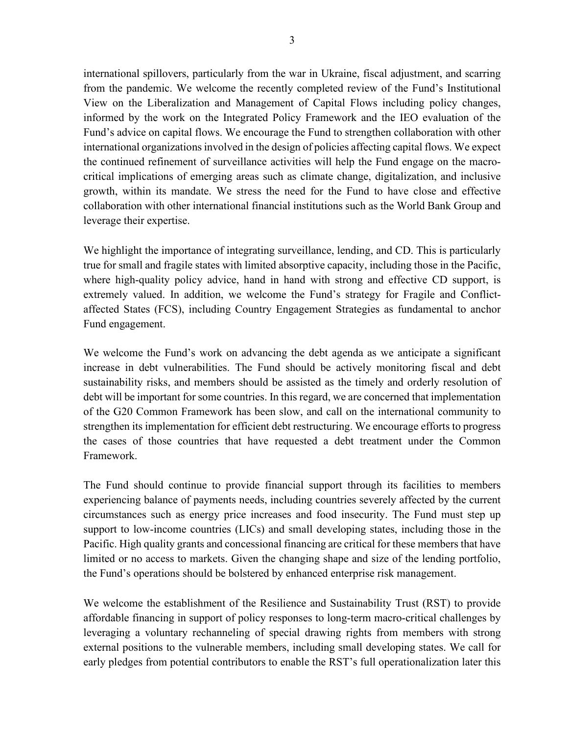international spillovers, particularly from the war in Ukraine, fiscal adjustment, and scarring from the pandemic. We welcome the recently completed review of the Fund's Institutional View on the Liberalization and Management of Capital Flows including policy changes, informed by the work on the Integrated Policy Framework and the IEO evaluation of the Fund's advice on capital flows. We encourage the Fund to strengthen collaboration with other international organizations involved in the design of policies affecting capital flows. We expect the continued refinement of surveillance activities will help the Fund engage on the macro-critical implications of emerging areas such as climate change, digitalization, and inclusive growth, within its mandate. We stress the need for the Fund to have close and effective collaboration with other international financial institutions such as the World Bank Group and leverage their expertise.

We highlight the importance of integrating surveillance, lending, and CD. This is particularly true for small and fragile states with limited absorptive capacity, including those in the Pacific, where high-quality policy advice, hand in hand with strong and effective CD support, is extremely valued. In addition, we welcome the Fund's strategy for Fragile and Conflict-affected States (FCS), including Country Engagement Strategies as fundamental to anchor Fund engagement.

We welcome the Fund's work on advancing the debt agenda as we anticipate a significant increase in debt vulnerabilities. The Fund should be actively monitoring fiscal and debt sustainability risks, and members should be assisted as the timely and orderly resolution of debt will be important for some countries. In this regard, we are concerned that implementation of the G20 Common Framework has been slow, and call on the international community to strengthen its implementation for efficient debt restructuring. We encourage efforts to progress the cases of those countries that have requested a debt treatment under the Common Framework.

The Fund should continue to provide financial support through its facilities to members experiencing balance of payments needs, including countries severely affected by the current circumstances such as energy price increases and food insecurity. The Fund must step up support to low-income countries (LICs) and small developing states, including those in the Pacific. High quality grants and concessional financing are critical for these members that have limited or no access to markets. Given the changing shape and size of the lending portfolio, the Fund's operations should be bolstered by enhanced enterprise risk management.

We welcome the establishment of the Resilience and Sustainability Trust (RST) to provide affordable financing in support of policy responses to long-term macro-critical challenges by leveraging a voluntary rechanneling of special drawing rights from members with strong external positions to the vulnerable members, including small developing states. We call for early pledges from potential contributors to enable the RST's full operationalization later this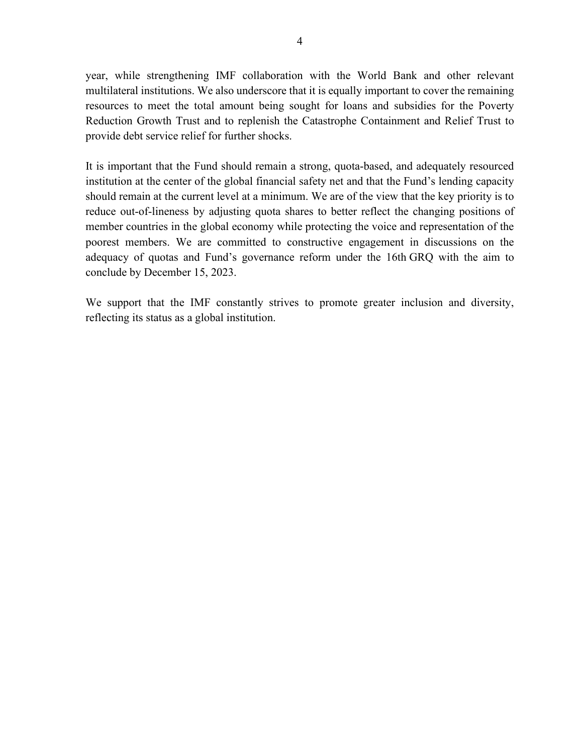year, while strengthening IMF collaboration with the World Bank and other relevant multilateral institutions. We also underscore that it is equally important to cover the remaining resources to meet the total amount being sought for loans and subsidies for the Poverty Reduction Growth Trust and to replenish the Catastrophe Containment and Relief Trust to provide debt service relief for further shocks.

It is important that the Fund should remain a strong, quota-based, and adequately resourced institution at the center of the global financial safety net and that the Fund's lending capacity should remain at the current level at a minimum. We are of the view that the key priority is to reduce out-of-lineness by adjusting quota shares to better reflect the changing positions of member countries in the global economy while protecting the voice and representation of the poorest members. We are committed to constructive engagement in discussions on the adequacy of quotas and Fund's governance reform under the 16th GRQ with the aim to conclude by December 15, 2023.

We support that the IMF constantly strives to promote greater inclusion and diversity, reflecting its status as a global institution.